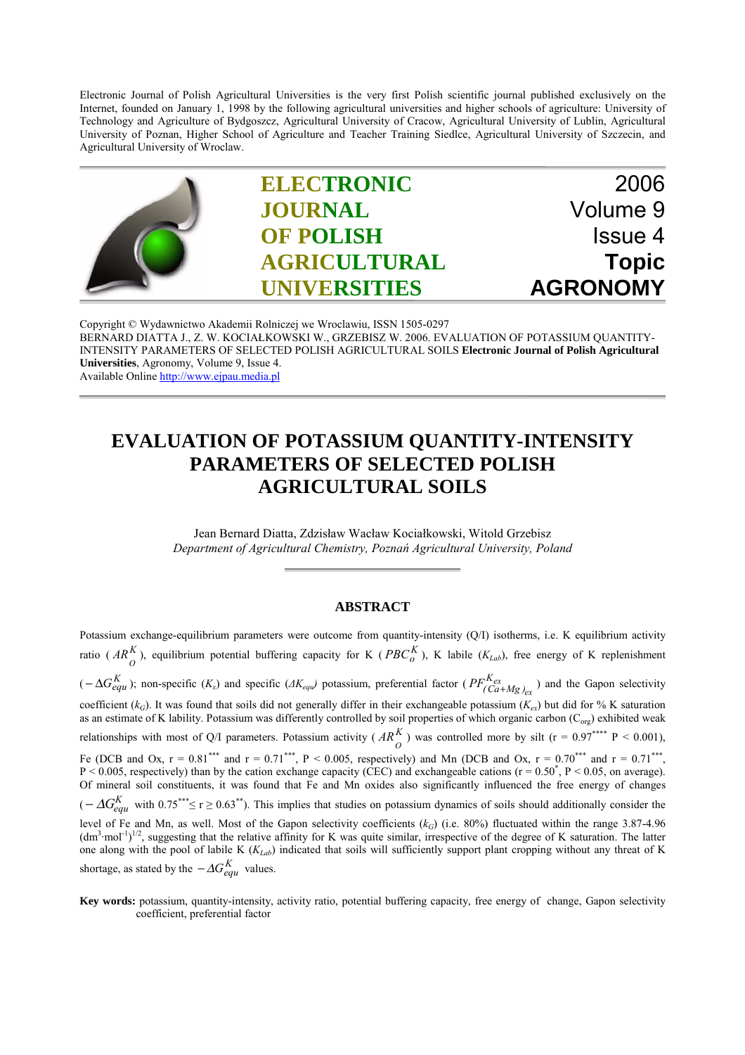Electronic Journal of Polish Agricultural Universities is the very first Polish scientific journal published exclusively on the Internet, founded on January 1, 1998 by the following agricultural universities and higher schools of agriculture: University of Technology and Agriculture of Bydgoszcz, Agricultural University of Cracow, Agricultural University of Lublin, Agricultural University of Poznan, Higher School of Agriculture and Teacher Training Siedlce, Agricultural University of Szczecin, and Agricultural University of Wroclaw.

**ELECTRONIC JOURNAL OF POLISH AGRICULTURAL UNIVERSITIES**

2006
Volume 9
Issue 4
**Topic**
**AGRONOMY**

Copyright © Wydawnictwo Akademii Rolniczej we Wroclawiu, ISSN 1505-0297
BERNARD DIATTA J., Z. W. KOCIAŁKOWSKI W., GRZEBISZ W. 2006. EVALUATION OF POTASSIUM QUANTITY-INTENSITY PARAMETERS OF SELECTED POLISH AGRICULTURAL SOILS **Electronic Journal of Polish Agricultural Universities**, Agronomy, Volume 9, Issue 4.
Available Online http://www.ejpau.media.pl

# EVALUATION OF POTASSIUM QUANTITY-INTENSITY PARAMETERS OF SELECTED POLISH AGRICULTURAL SOILS

Jean Bernard Diatta, Zdzisław Wacław Kociałkowski, Witold Grzebisz
*Department of Agricultural Chemistry, Poznań Agricultural University, Poland*

## ABSTRACT

Potassium exchange-equilibrium parameters were outcome from quantity-intensity (Q/I) isotherms, i.e. K equilibrium activity ratio ($AR_O^K$), equilibrium potential buffering capacity for K ($PBC_o^K$), K labile ($K_{Lab}$), free energy of K replenishment ($-\Delta G_{equ}^K$); non-specific ($K_x$) and specific ($\Delta K_{equ}$) potassium, preferential factor ($PF_{(Ca+Mg)_{ex}}^{K_{ex}}$) and the Gapon selectivity coefficient ($k_G$). It was found that soils did not generally differ in their exchangeable potassium ($K_{ex}$) but did for % K saturation as an estimate of K lability. Potassium was differently controlled by soil properties of which organic carbon ($C_{org}$) exhibited weak relationships with most of Q/I parameters. Potassium activity ($AR_O^K$) was controlled more by silt ($r = 0.97^{****}$ $P < 0.001$), Fe (DCB and Ox, $r = 0.81^{***}$ and $r = 0.71^{***}$, $P < 0.005$, respectively) and Mn (DCB and Ox, $r = 0.70^{***}$ and $r = 0.71^{***}$, $P < 0.005$, respectively) than by the cation exchange capacity (CEC) and exchangeable cations ($r = 0.50^{*}$, $P < 0.05$, on average). Of mineral soil constituents, it was found that Fe and Mn oxides also significantly influenced the free energy of changes ($-\Delta G_{equ}^K$ with $0.75^{***} \leq r \geq 0.63^{**}$). This implies that studies on potassium dynamics of soils should additionally consider the level of Fe and Mn, as well. Most of the Gapon selectivity coefficients ($k_G$) (i.e. 80%) fluctuated within the range 3.87-4.96 $(dm^3 \cdot mol^{-1})^{1/2}$, suggesting that the relative affinity for K was quite similar, irrespective of the degree of K saturation. The latter one along with the pool of labile K ($K_{Lab}$) indicated that soils will sufficiently support plant cropping without any threat of K shortage, as stated by the $-\Delta G_{equ}^K$ values.

**Key words:** potassium, quantity-intensity, activity ratio, potential buffering capacity, free energy of change, Gapon selectivity coefficient, preferential factor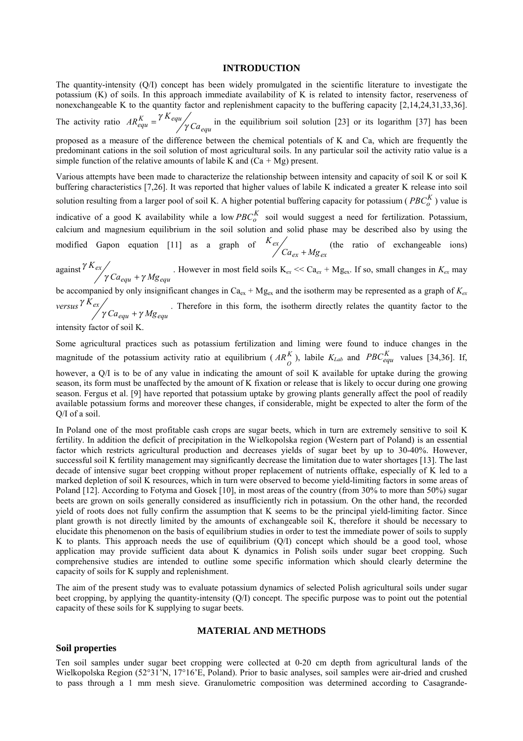## INTRODUCTION

The quantity-intensity (Q/I) concept has been widely promulgated in the scientific literature to investigate the potassium (K) of soils. In this approach immediate availability of K is related to intensity factor, reserveness of nonexchangeable K to the quantity factor and replenishment capacity to the buffering capacity [2,14,24,31,33,36]. The activity ratio $AR_{equ}^{K} = {}^{\gamma K_{equ}} \big/ _{\gamma Ca_{equ}}$ in the equilibrium soil solution [23] or its logarithm [37] has been proposed as a measure of the difference between the chemical potentials of K and Ca, which are frequently the predominant cations in the soil solution of most agricultural soils. In any particular soil the activity ratio value is a simple function of the relative amounts of labile K and (Ca + Mg) present.

Various attempts have been made to characterize the relationship between intensity and capacity of soil K or soil K buffering characteristics [7,26]. It was reported that higher values of labile K indicated a greater K release into soil solution resulting from a larger pool of soil K. A higher potential buffering capacity for potassium ( $PBC_{o}^{K}$ ) value is indicative of a good K availability while a low $PBC_{o}^{K}$ soil would suggest a need for fertilization. Potassium, calcium and magnesium equilibrium in the soil solution and solid phase may be described also by using the modified Gapon equation [11] as a graph of ${}^{K_{ex}} \big/ _{Ca_{ex} + Mg_{ex}}$ (the ratio of exchangeable ions) against ${}^{\gamma K_{ex}} \big/ _{\gamma Ca_{equ} + \gamma Mg_{equ}}$ . However in most field soils $K_{ex} << Ca_{ex} + Mg_{ex}$. If so, small changes in $K_{ex}$ may be accompanied by only insignificant changes in $Ca_{ex} + Mg_{ex}$ and the isotherm may be represented as a graph of $K_{ex}$ *versus* ${}^{\gamma K_{ex}} \big/ _{\gamma Ca_{equ} + \gamma Mg_{equ}}$ . Therefore in this form, the isotherm directly relates the quantity factor to the intensity factor of soil K.

Some agricultural practices such as potassium fertilization and liming were found to induce changes in the magnitude of the potassium activity ratio at equilibrium ( $AR_{O}^{K}$ ), labile $K_{Lab}$ and $PBC_{equ}^{K}$ values [34,36]. If, however, a Q/I is to be of any value in indicating the amount of soil K available for uptake during the growing season, its form must be unaffected by the amount of K fixation or release that is likely to occur during one growing season. Fergus et al. [9] have reported that potassium uptake by growing plants generally affect the pool of readily available potassium forms and moreover these changes, if considerable, might be expected to alter the form of the Q/I of a soil.

In Poland one of the most profitable cash crops are sugar beets, which in turn are extremely sensitive to soil K fertility. In addition the deficit of precipitation in the Wielkopolska region (Western part of Poland) is an essential factor which restricts agricultural production and decreases yields of sugar beet by up to 30-40%. However, successful soil K fertility management may significantly decrease the limitation due to water shortages [13]. The last decade of intensive sugar beet cropping without proper replacement of nutrients offtake, especially of K led to a marked depletion of soil K resources, which in turn were observed to become yield-limiting factors in some areas of Poland [12]. According to Fotyma and Gosek [10], in most areas of the country (from 30% to more than 50%) sugar beets are grown on soils generally considered as insufficiently rich in potassium. On the other hand, the recorded yield of roots does not fully confirm the assumption that K seems to be the principal yield-limiting factor. Since plant growth is not directly limited by the amounts of exchangeable soil K, therefore it should be necessary to elucidate this phenomenon on the basis of equilibrium studies in order to test the immediate power of soils to supply K to plants. This approach needs the use of equilibrium (Q/I) concept which should be a good tool, whose application may provide sufficient data about K dynamics in Polish soils under sugar beet cropping. Such comprehensive studies are intended to outline some specific information which should clearly determine the capacity of soils for K supply and replenishment.

The aim of the present study was to evaluate potassium dynamics of selected Polish agricultural soils under sugar beet cropping, by applying the quantity-intensity (Q/I) concept. The specific purpose was to point out the potential capacity of these soils for K supplying to sugar beets.

## MATERIAL AND METHODS

### Soil properties

Ten soil samples under sugar beet cropping were collected at 0-20 cm depth from agricultural lands of the Wielkopolska Region (52°31'N, 17°16'E, Poland). Prior to basic analyses, soil samples were air-dried and crushed to pass through a 1 mm mesh sieve. Granulometric composition was determined according to Casagrande-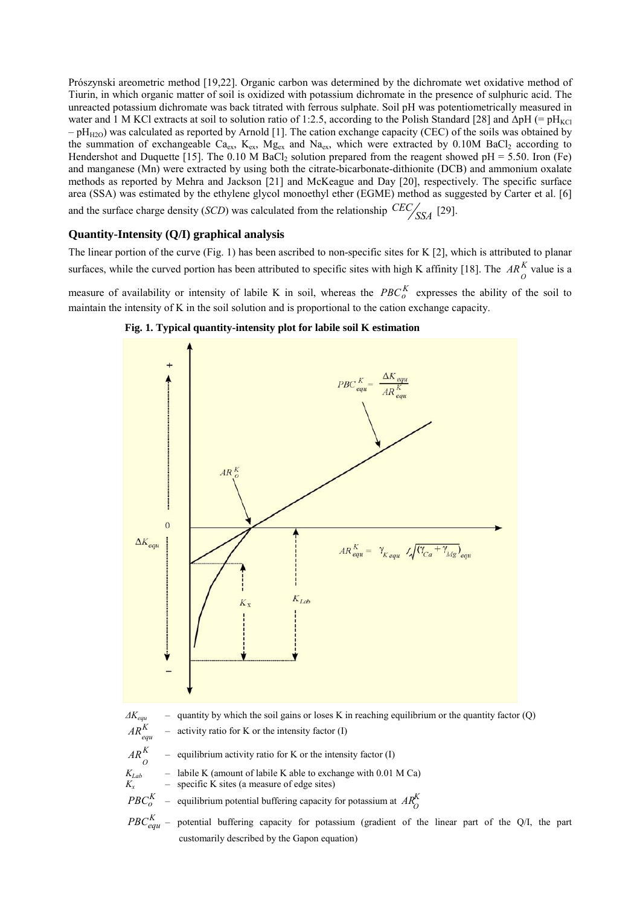Prószynski areometric method [19,22]. Organic carbon was determined by the dichromate wet oxidative method of Tiurin, in which organic matter of soil is oxidized with potassium dichromate in the presence of sulphuric acid. The unreacted potassium dichromate was back titrated with ferrous sulphate. Soil pH was potentiometrically measured in water and 1 M KCl extracts at soil to solution ratio of 1:2.5, according to the Polish Standard [28] and $\Delta pH$ (= $pH_{KCl} - pH_{H2O}$) was calculated as reported by Arnold [1]. The cation exchange capacity (CEC) of the soils was obtained by the summation of exchangeable $Ca_{ex}$, $K_{ex}$, $Mg_{ex}$ and $Na_{ex}$, which were extracted by 0.10M $BaCl_2$ according to Hendershot and Duquette [15]. The 0.10 M $BaCl_2$ solution prepared from the reagent showed pH = 5.50. Iron (Fe) and manganese (Mn) were extracted by using both the citrate-bicarbonate-dithionite (DCB) and ammonium oxalate methods as reported by Mehra and Jackson [21] and McKeague and Day [20], respectively. The specific surface area (SSA) was estimated by the ethylene glycol monoethyl ether (EGME) method as suggested by Carter et al. [6] and the surface charge density (*SCD*) was calculated from the relationship $CEC/_{SSA}$ [29].

## Quantity-Intensity (Q/I) graphical analysis

The linear portion of the curve (Fig. 1) has been ascribed to non-specific sites for K [2], which is attributed to planar surfaces, while the curved portion has been attributed to specific sites with high K affinity [18]. The $AR_O^K$ value is a measure of availability or intensity of labile K in soil, whereas the $PBC_o^K$ expresses the ability of the soil to maintain the intensity of K in the soil solution and is proportional to the cation exchange capacity.

**Fig. 1. Typical quantity-intensity plot for labile soil K estimation**

$$PBC_{equ}^{K} = \frac{\Delta K_{equ}}{AR_{equ}^{K}}$$

$$AR_{equ}^{K} = \gamma_{K\,equ} / \sqrt{(\gamma_{Ca} + \gamma_{Mg})_{equ}}$$

$\Delta K_{equ}$ – quantity by which the soil gains or loses K in reaching equilibrium or the quantity factor (Q)

$AR_{equ}^{K}$ – activity ratio for K or the intensity factor (I)

$AR_{O}^{K}$ – equilibrium activity ratio for K or the intensity factor (I)

$K_{Lab}$ – labile K (amount of labile K able to exchange with 0.01 M Ca)

$K_x$ – specific K sites (a measure of edge sites)

$PBC_o^K$ – equilibrium potential buffering capacity for potassium at $AR_O^K$

$PBC_{equ}^K$ – potential buffering capacity for potassium (gradient of the linear part of the Q/I, the part customarily described by the Gapon equation)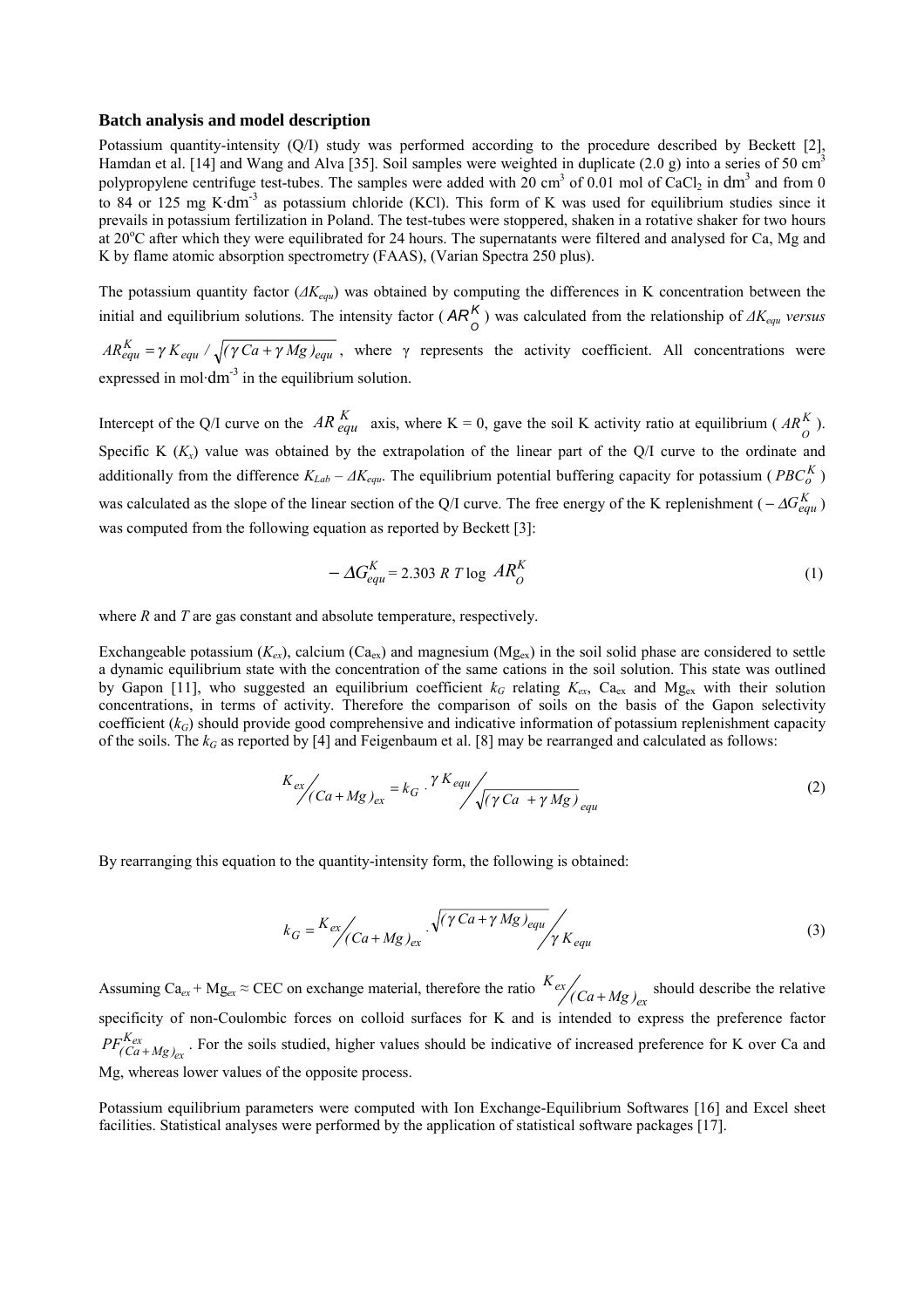### Batch analysis and model description

Potassium quantity-intensity (Q/I) study was performed according to the procedure described by Beckett [2], Hamdan et al. [14] and Wang and Alva [35]. Soil samples were weighted in duplicate (2.0 g) into a series of 50 $cm^3$ polypropylene centrifuge test-tubes. The samples were added with 20 $cm^3$ of 0.01 mol of $CaCl_2$ in $dm^3$ and from 0 to 84 or 125 mg K·$dm^{-3}$ as potassium chloride (KCl). This form of K was used for equilibrium studies since it prevails in potassium fertilization in Poland. The test-tubes were stoppered, shaken in a rotative shaker for two hours at 20°C after which they were equilibrated for 24 hours. The supernatants were filtered and analysed for Ca, Mg and K by flame atomic absorption spectrometry (FAAS), (Varian Spectra 250 plus).

The potassium quantity factor ($\Delta K_{equ}$) was obtained by computing the differences in K concentration between the initial and equilibrium solutions. The intensity factor ($AR_O^K$) was calculated from the relationship of $\Delta K_{equ}$ *versus* $AR_{equ}^K = \gamma K_{equ} / \sqrt{(\gamma Ca + \gamma Mg)_{equ}}$, where γ represents the activity coefficient. All concentrations were expressed in mol·$dm^{-3}$ in the equilibrium solution.

Intercept of the Q/I curve on the $AR_{equ}^K$ axis, where K = 0, gave the soil K activity ratio at equilibrium ($AR_O^K$). Specific K ($K_x$) value was obtained by the extrapolation of the linear part of the Q/I curve to the ordinate and additionally from the difference $K_{Lab} - \Delta K_{equ}$. The equilibrium potential buffering capacity for potassium ($PBC_o^K$) was calculated as the slope of the linear section of the Q/I curve. The free energy of the K replenishment ($-\Delta G_{equ}^K$) was computed from the following equation as reported by Beckett [3]:

$$-\Delta G_{equ}^K = 2.303\ R\ T \log\ AR_O^K \tag{1}$$

where *R* and *T* are gas constant and absolute temperature, respectively.

Exchangeable potassium ($K_{ex}$), calcium ($Ca_{ex}$) and magnesium ($Mg_{ex}$) in the soil solid phase are considered to settle a dynamic equilibrium state with the concentration of the same cations in the soil solution. This state was outlined by Gapon [11], who suggested an equilibrium coefficient $k_G$ relating $K_{ex}$, $Ca_{ex}$ and $Mg_{ex}$ with their solution concentrations, in terms of activity. Therefore the comparison of soils on the basis of the Gapon selectivity coefficient ($k_G$) should provide good comprehensive and indicative information of potassium replenishment capacity of the soils. The $k_G$ as reported by [4] and Feigenbaum et al. [8] may be rearranged and calculated as follows:

$$K_{ex} \Big/ (Ca + Mg)_{ex} = k_G \cdot \gamma K_{equ} \Big/ \sqrt{(\gamma Ca \ + \gamma Mg)}_{\ equ} \tag{2}$$

By rearranging this equation to the quantity-intensity form, the following is obtained:

$$k_G = K_{ex} \Big/ (Ca + Mg)_{ex} \cdot \sqrt{(\gamma Ca + \gamma Mg)_{equ}} \Big/ \gamma K_{equ} \tag{3}$$

Assuming $Ca_{ex} + Mg_{ex} \approx$ CEC on exchange material, therefore the ratio $K_{ex} / (Ca + Mg)_{ex}$ should describe the relative specificity of non-Coulombic forces on colloid surfaces for K and is intended to express the preference factor $PF_{(Ca+Mg)_{ex}}^{K_{ex}}$. For the soils studied, higher values should be indicative of increased preference for K over Ca and Mg, whereas lower values of the opposite process.

Potassium equilibrium parameters were computed with Ion Exchange-Equilibrium Softwares [16] and Excel sheet facilities. Statistical analyses were performed by the application of statistical software packages [17].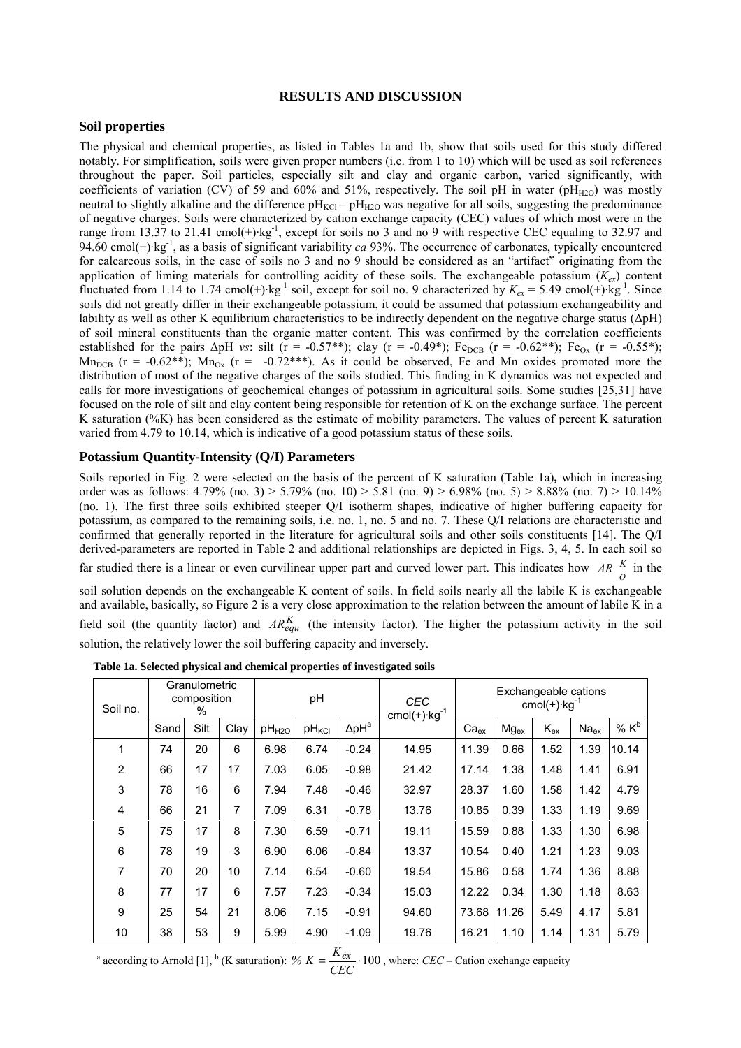# RESULTS AND DISCUSSION

## Soil properties

The physical and chemical properties, as listed in Tables 1a and 1b, show that soils used for this study differed notably. For simplification, soils were given proper numbers (i.e. from 1 to 10) which will be used as soil references throughout the paper. Soil particles, especially silt and clay and organic carbon, varied significantly, with coefficients of variation (CV) of 59 and 60% and 51%, respectively. The soil pH in water ($pH_{H2O}$) was mostly neutral to slightly alkaline and the difference $pH_{KCl} - pH_{H2O}$ was negative for all soils, suggesting the predominance of negative charges. Soils were characterized by cation exchange capacity (CEC) values of which most were in the range from 13.37 to 21.41 $cmol(+)\cdot kg^{-1}$, except for soils no 3 and no 9 with respective CEC equaling to 32.97 and 94.60 $cmol(+)\cdot kg^{-1}$, as a basis of significant variability *ca* 93%. The occurrence of carbonates, typically encountered for calcareous soils, in the case of soils no 3 and no 9 should be considered as an "artifact" originating from the application of liming materials for controlling acidity of these soils. The exchangeable potassium ($K_{ex}$) content fluctuated from 1.14 to 1.74 $cmol(+)\cdot kg^{-1}$ soil, except for soil no. 9 characterized by $K_{ex}$ = 5.49 $cmol(+)\cdot kg^{-1}$. Since soils did not greatly differ in their exchangeable potassium, it could be assumed that potassium exchangeability and lability as well as other K equilibrium characteristics to be indirectly dependent on the negative charge status (ΔpH) of soil mineral constituents than the organic matter content. This was confirmed by the correlation coefficients established for the pairs ΔpH *vs*: silt (r = -0.57**); clay (r = -0.49*); $Fe_{DCB}$ (r = -0.62**); $Fe_{Ox}$ (r = -0.55*); $Mn_{DCB}$ (r = -0.62**); $Mn_{Ox}$ (r = -0.72***). As it could be observed, Fe and Mn oxides promoted more the distribution of most of the negative charges of the soils studied. This finding in K dynamics was not expected and calls for more investigations of geochemical changes of potassium in agricultural soils. Some studies [25,31] have focused on the role of silt and clay content being responsible for retention of K on the exchange surface. The percent K saturation (%K) has been considered as the estimate of mobility parameters. The values of percent K saturation varied from 4.79 to 10.14, which is indicative of a good potassium status of these soils.

## Potassium Quantity-Intensity (Q/I) Parameters

Soils reported in Fig. 2 were selected on the basis of the percent of K saturation (Table 1a), which in increasing order was as follows: 4.79% (no. 3) > 5.79% (no. 10) > 5.81 (no. 9) > 6.98% (no. 5) > 8.88% (no. 7) > 10.14% (no. 1). The first three soils exhibited steeper Q/I isotherm shapes, indicative of higher buffering capacity for potassium, as compared to the remaining soils, i.e. no. 1, no. 5 and no. 7. These Q/I relations are characteristic and confirmed that generally reported in the literature for agricultural soils and other soils constituents [14]. The Q/I derived-parameters are reported in Table 2 and additional relationships are depicted in Figs. 3, 4, 5. In each soil so far studied there is a linear or even curvilinear upper part and curved lower part. This indicates how $AR_O^K$ in the soil solution depends on the exchangeable K content of soils. In field soils nearly all the labile K is exchangeable and available, basically, so Figure 2 is a very close approximation to the relation between the amount of labile K in a field soil (the quantity factor) and $AR_{equ}^K$ (the intensity factor). The higher the potassium activity in the soil solution, the relatively lower the soil buffering capacity and inversely.

**Table 1a. Selected physical and chemical properties of investigated soils**

| Soil no. | Granulometric composition % | | | pH | | | CEC $cmol(+)\cdot kg^{-1}$ | Exchangeable cations $cmol(+)\cdot kg^{-1}$ | | | | |
|---|---|---|---|---|---|---|---|---|---|---|---|---|
| | Sand | Silt | Clay | $pH_{H2O}$ | $pH_{KCl}$ | $\Delta pH^a$ | | $Ca_{ex}$ | $Mg_{ex}$ | $K_{ex}$ | $Na_{ex}$ | $\% K^b$ |
| 1 | 74 | 20 | 6 | 6.98 | 6.74 | -0.24 | 14.95 | 11.39 | 0.66 | 1.52 | 1.39 | 10.14 |
| 2 | 66 | 17 | 17 | 7.03 | 6.05 | -0.98 | 21.42 | 17.14 | 1.38 | 1.48 | 1.41 | 6.91 |
| 3 | 78 | 16 | 6 | 7.94 | 7.48 | -0.46 | 32.97 | 28.37 | 1.60 | 1.58 | 1.42 | 4.79 |
| 4 | 66 | 21 | 7 | 7.09 | 6.31 | -0.78 | 13.76 | 10.85 | 0.39 | 1.33 | 1.19 | 9.69 |
| 5 | 75 | 17 | 8 | 7.30 | 6.59 | -0.71 | 19.11 | 15.59 | 0.88 | 1.33 | 1.30 | 6.98 |
| 6 | 78 | 19 | 3 | 6.90 | 6.06 | -0.84 | 13.37 | 10.54 | 0.40 | 1.21 | 1.23 | 9.03 |
| 7 | 70 | 20 | 10 | 7.14 | 6.54 | -0.60 | 19.54 | 15.86 | 0.58 | 1.74 | 1.36 | 8.88 |
| 8 | 77 | 17 | 6 | 7.57 | 7.23 | -0.34 | 15.03 | 12.22 | 0.34 | 1.30 | 1.18 | 8.63 |
| 9 | 25 | 54 | 21 | 8.06 | 7.15 | -0.91 | 94.60 | 73.68 | 11.26 | 5.49 | 4.17 | 5.81 |
| 10 | 38 | 53 | 9 | 5.99 | 4.90 | -1.09 | 19.76 | 16.21 | 1.10 | 1.14 | 1.31 | 5.79 |

[a] according to Arnold [1], [b] (K saturation): $\% K = \frac{K_{ex}}{CEC} \cdot 100$, where: *CEC* – Cation exchange capacity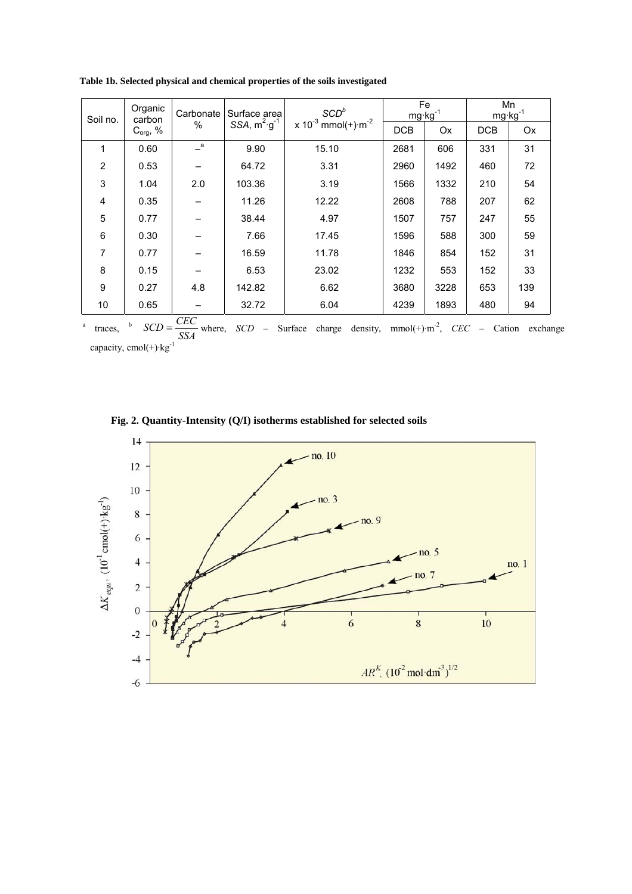**Table 1b. Selected physical and chemical properties of the soils investigated**

| Soil no. | Organic carbon $C_{org}$, % | Carbonate % | Surface area $SSA$, $m^2 \cdot g^{-1}$ | $SCD^b$ x $10^{-3}$ $mmol(+) \cdot m^{-2}$ | Fe $mg \cdot kg^{-1}$ | | Mn $mg \cdot kg^{-1}$ | |
|---|---|---|---|---|---|---|---|---|
| | | | | | DCB | Ox | DCB | Ox |
| 1 | 0.60 | –[a] | 9.90 | 15.10 | 2681 | 606 | 331 | 31 |
| 2 | 0.53 | – | 64.72 | 3.31 | 2960 | 1492 | 460 | 72 |
| 3 | 1.04 | 2.0 | 103.36 | 3.19 | 1566 | 1332 | 210 | 54 |
| 4 | 0.35 | – | 11.26 | 12.22 | 2608 | 788 | 207 | 62 |
| 5 | 0.77 | – | 38.44 | 4.97 | 1507 | 757 | 247 | 55 |
| 6 | 0.30 | – | 7.66 | 17.45 | 1596 | 588 | 300 | 59 |
| 7 | 0.77 | – | 16.59 | 11.78 | 1846 | 854 | 152 | 31 |
| 8 | 0.15 | – | 6.53 | 23.02 | 1232 | 553 | 152 | 33 |
| 9 | 0.27 | 4.8 | 142.82 | 6.62 | 3680 | 3228 | 653 | 139 |
| 10 | 0.65 | – | 32.72 | 6.04 | 4239 | 1893 | 480 | 94 |

[a] traces, [b] $SCD = \frac{CEC}{SSA}$ where, $SCD$ – Surface charge density, $mmol(+) \cdot m^{-2}$, $CEC$ – Cation exchange capacity, $cmol(+) \cdot kg^{-1}$

**Fig. 2. Quantity-Intensity (Q/I) isotherms established for selected soils**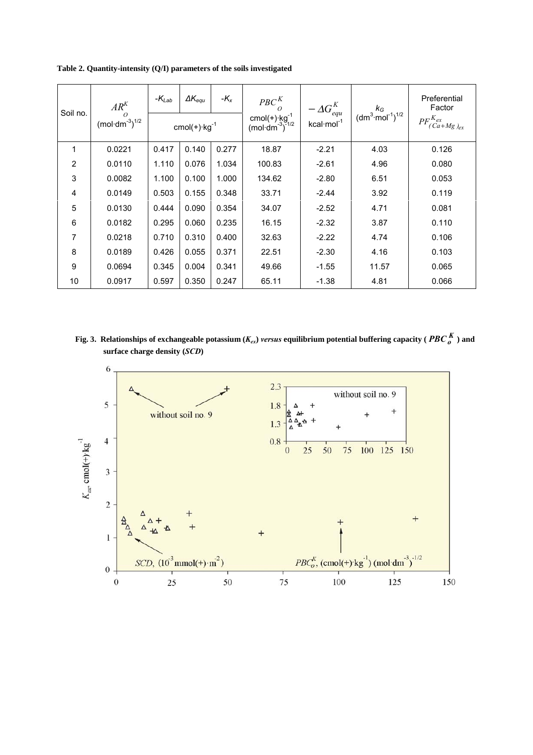**Table 2. Quantity-intensity (Q/I) parameters of the soils investigated**

| Soil no. | $AR_O^K$ $(\text{mol}\cdot\text{dm}^{-3})^{1/2}$ | $-K_{Lab}$ | $\Delta K_{equ}$ | $-K_x$ | $PBC_O^K$ $\text{cmol(+)}\cdot\text{kg}^{-1}$ $(\text{mol}\cdot\text{dm}^{-3})^{-1/2}$ | $-\Delta G_{equ}^K$ $\text{kcal}\cdot\text{mol}^{-1}$ | $k_G$ $(\text{dm}^3\cdot\text{mol}^{-1})^{1/2}$ | Preferential Factor $PF_{(Ca+Mg)_{ex}}^{K_{ex}}$ |
|---|---|---|---|---|---|---|---|---|
| | | $\text{cmol(+)}\cdot\text{kg}^{-1}$ | | | | | | |
| 1 | 0.0221 | 0.417 | 0.140 | 0.277 | 18.87 | -2.21 | 4.03 | 0.126 |
| 2 | 0.0110 | 1.110 | 0.076 | 1.034 | 100.83 | -2.61 | 4.96 | 0.080 |
| 3 | 0.0082 | 1.100 | 0.100 | 1.000 | 134.62 | -2.80 | 6.51 | 0.053 |
| 4 | 0.0149 | 0.503 | 0.155 | 0.348 | 33.71 | -2.44 | 3.92 | 0.119 |
| 5 | 0.0130 | 0.444 | 0.090 | 0.354 | 34.07 | -2.52 | 4.71 | 0.081 |
| 6 | 0.0182 | 0.295 | 0.060 | 0.235 | 16.15 | -2.32 | 3.87 | 0.110 |
| 7 | 0.0218 | 0.710 | 0.310 | 0.400 | 32.63 | -2.22 | 4.74 | 0.106 |
| 8 | 0.0189 | 0.426 | 0.055 | 0.371 | 22.51 | -2.30 | 4.16 | 0.103 |
| 9 | 0.0694 | 0.345 | 0.004 | 0.341 | 49.66 | -1.55 | 11.57 | 0.065 |
| 10 | 0.0917 | 0.597 | 0.350 | 0.247 | 65.11 | -1.38 | 4.81 | 0.066 |

**Fig. 3. Relationships of exchangeable potassium ($K_{ex}$) *versus* equilibrium potential buffering capacity ($PBC_o^K$) and surface charge density (*SCD*)**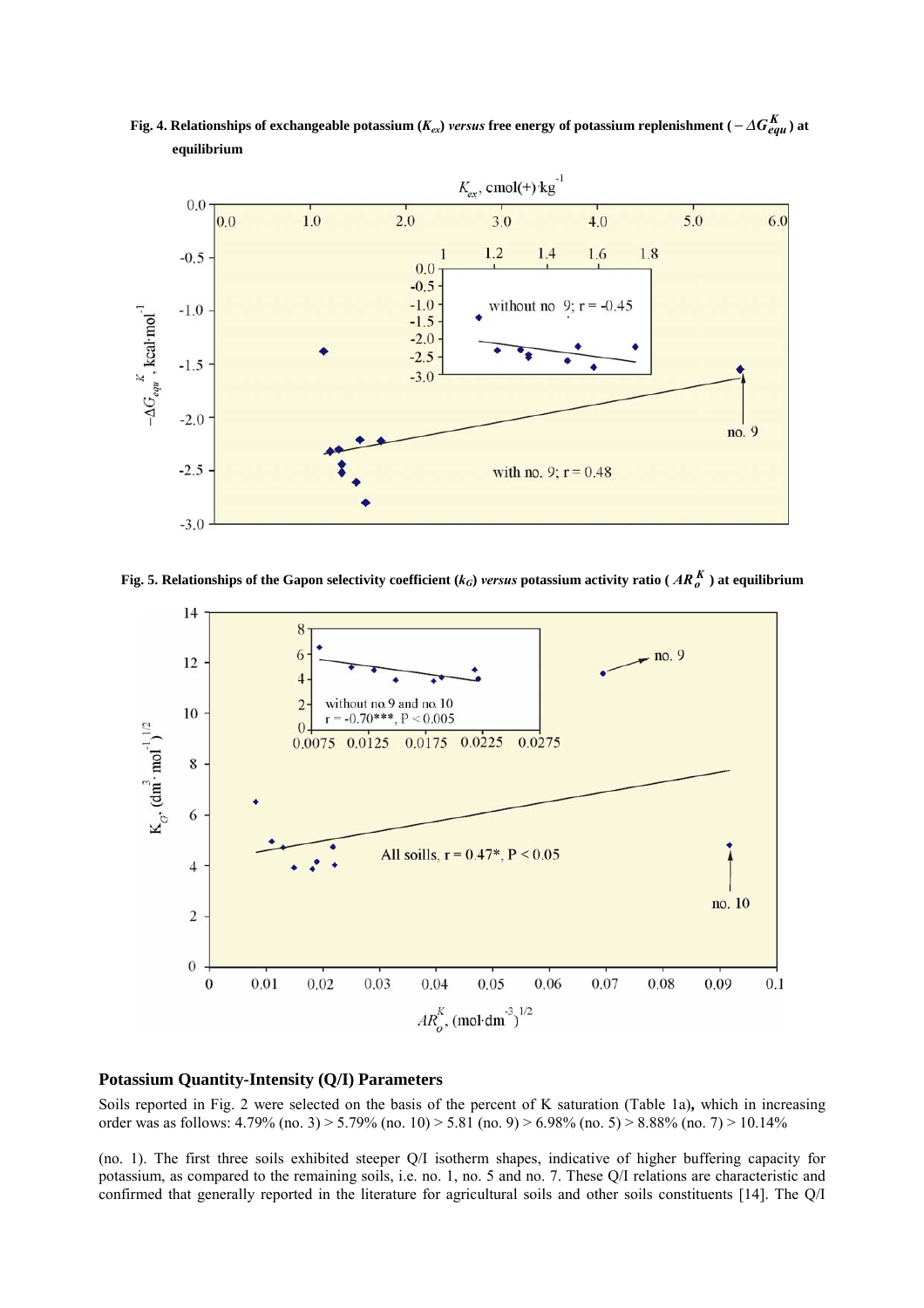**Fig. 4. Relationships of exchangeable potassium ($K_{ex}$) *versus* free energy of potassium replenishment ($-\Delta G^{K}_{equ}$) at equilibrium**

**Fig. 5. Relationships of the Gapon selectivity coefficient ($k_G$) *versus* potassium activity ratio ($AR^{K}_{o}$) at equilibrium**

## Potassium Quantity-Intensity (Q/I) Parameters

Soils reported in Fig. 2 were selected on the basis of the percent of K saturation (Table 1a)**,** which in increasing order was as follows: 4.79% (no. 3) > 5.79% (no. 10) > 5.81 (no. 9) > 6.98% (no. 5) > 8.88% (no. 7) > 10.14% (no. 1). The first three soils exhibited steeper Q/I isotherm shapes, indicative of higher buffering capacity for potassium, as compared to the remaining soils, i.e. no. 1, no. 5 and no. 7. These Q/I relations are characteristic and confirmed that generally reported in the literature for agricultural soils and other soils constituents [14]. The Q/I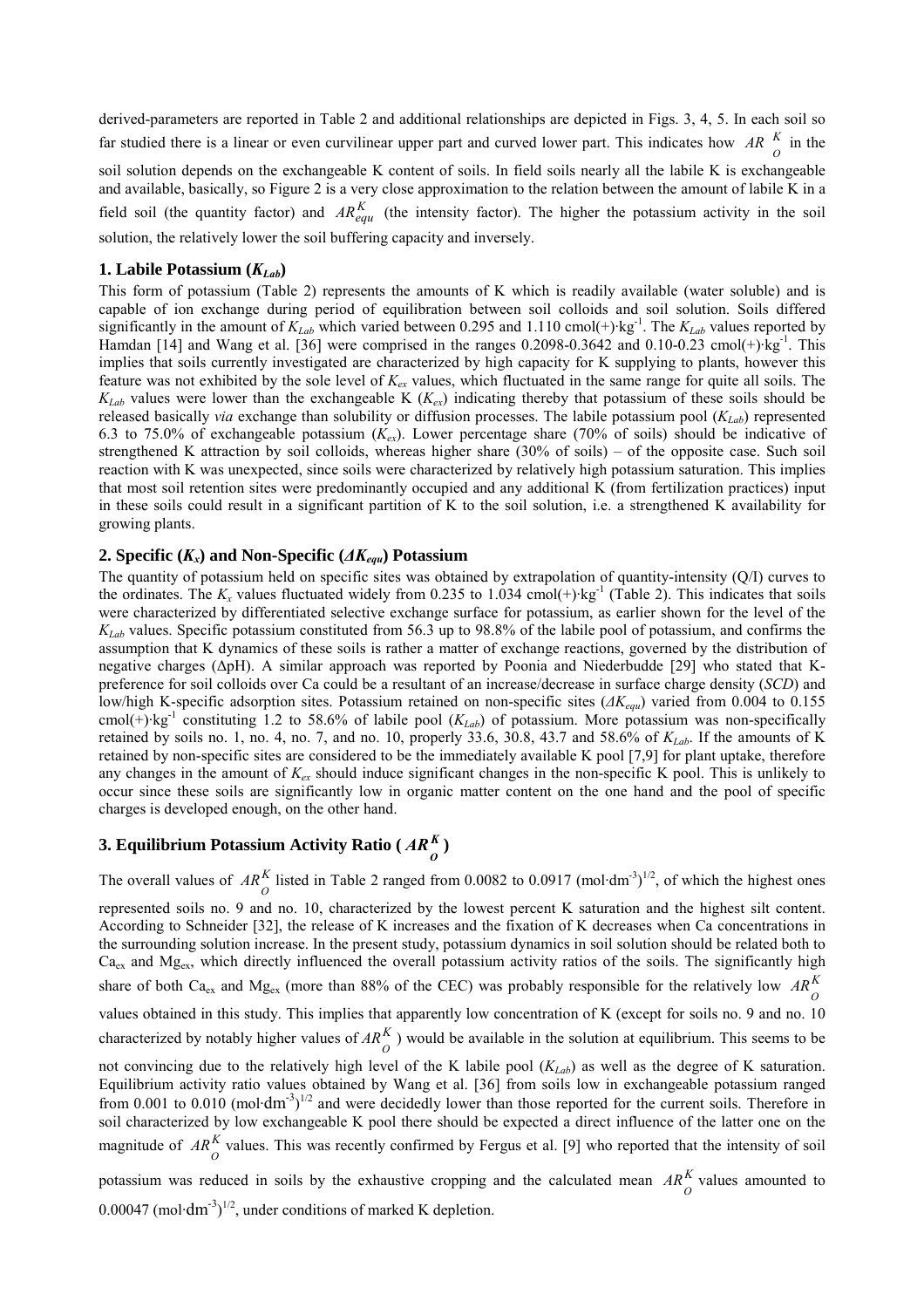derived-parameters are reported in Table 2 and additional relationships are depicted in Figs. 3, 4, 5. In each soil so far studied there is a linear or even curvilinear upper part and curved lower part. This indicates how $AR_O^K$ in the soil solution depends on the exchangeable K content of soils. In field soils nearly all the labile K is exchangeable and available, basically, so Figure 2 is a very close approximation to the relation between the amount of labile K in a field soil (the quantity factor) and $AR_{equ}^K$ (the intensity factor). The higher the potassium activity in the soil solution, the relatively lower the soil buffering capacity and inversely.

### 1. Labile Potassium ($K_{Lab}$)

This form of potassium (Table 2) represents the amounts of K which is readily available (water soluble) and is capable of ion exchange during period of equilibration between soil colloids and soil solution. Soils differed significantly in the amount of $K_{Lab}$ which varied between 0.295 and 1.110 cmol(+)·kg$^{-1}$. The $K_{Lab}$ values reported by Hamdan [14] and Wang et al. [36] were comprised in the ranges 0.2098-0.3642 and 0.10-0.23 cmol(+)·kg$^{-1}$. This implies that soils currently investigated are characterized by high capacity for K supplying to plants, however this feature was not exhibited by the sole level of $K_{ex}$ values, which fluctuated in the same range for quite all soils. The $K_{Lab}$ values were lower than the exchangeable K ($K_{ex}$) indicating thereby that potassium of these soils should be released basically *via* exchange than solubility or diffusion processes. The labile potassium pool ($K_{Lab}$) represented 6.3 to 75.0% of exchangeable potassium ($K_{ex}$). Lower percentage share (70% of soils) should be indicative of strengthened K attraction by soil colloids, whereas higher share (30% of soils) – of the opposite case. Such soil reaction with K was unexpected, since soils were characterized by relatively high potassium saturation. This implies that most soil retention sites were predominantly occupied and any additional K (from fertilization practices) input in these soils could result in a significant partition of K to the soil solution, i.e. a strengthened K availability for growing plants.

### 2. Specific ($K_x$) and Non-Specific ($\Delta K_{equ}$) Potassium

The quantity of potassium held on specific sites was obtained by extrapolation of quantity-intensity (Q/I) curves to the ordinates. The $K_x$ values fluctuated widely from 0.235 to 1.034 cmol(+)·kg$^{-1}$ (Table 2). This indicates that soils were characterized by differentiated selective exchange surface for potassium, as earlier shown for the level of the $K_{Lab}$ values. Specific potassium constituted from 56.3 up to 98.8% of the labile pool of potassium, and confirms the assumption that K dynamics of these soils is rather a matter of exchange reactions, governed by the distribution of negative charges (ΔpH). A similar approach was reported by Poonia and Niederbudde [29] who stated that K-preference for soil colloids over Ca could be a resultant of an increase/decrease in surface charge density (*SCD*) and low/high K-specific adsorption sites. Potassium retained on non-specific sites ($\Delta K_{equ}$) varied from 0.004 to 0.155 cmol(+)·kg$^{-1}$ constituting 1.2 to 58.6% of labile pool ($K_{Lab}$) of potassium. More potassium was non-specifically retained by soils no. 1, no. 4, no. 7, and no. 10, properly 33.6, 30.8, 43.7 and 58.6% of $K_{Lab}$. If the amounts of K retained by non-specific sites are considered to be the immediately available K pool [7,9] for plant uptake, therefore any changes in the amount of $K_{ex}$ should induce significant changes in the non-specific K pool. This is unlikely to occur since these soils are significantly low in organic matter content on the one hand and the pool of specific charges is developed enough, on the other hand.

### 3. Equilibrium Potassium Activity Ratio ($AR_O^K$)

The overall values of $AR_O^K$ listed in Table 2 ranged from 0.0082 to 0.0917 (mol·dm$^{-3}$)$^{1/2}$, of which the highest ones represented soils no. 9 and no. 10, characterized by the lowest percent K saturation and the highest silt content. According to Schneider [32], the release of K increases and the fixation of K decreases when Ca concentrations in the surrounding solution increase. In the present study, potassium dynamics in soil solution should be related both to $Ca_{ex}$ and $Mg_{ex}$, which directly influenced the overall potassium activity ratios of the soils. The significantly high share of both $Ca_{ex}$ and $Mg_{ex}$ (more than 88% of the CEC) was probably responsible for the relatively low $AR_O^K$ values obtained in this study. This implies that apparently low concentration of K (except for soils no. 9 and no. 10 characterized by notably higher values of $AR_O^K$) would be available in the solution at equilibrium. This seems to be not convincing due to the relatively high level of the K labile pool ($K_{Lab}$) as well as the degree of K saturation. Equilibrium activity ratio values obtained by Wang et al. [36] from soils low in exchangeable potassium ranged from 0.001 to 0.010 (mol·dm$^{-3}$)$^{1/2}$ and were decidedly lower than those reported for the current soils. Therefore in soil characterized by low exchangeable K pool there should be expected a direct influence of the latter one on the magnitude of $AR_O^K$ values. This was recently confirmed by Fergus et al. [9] who reported that the intensity of soil potassium was reduced in soils by the exhaustive cropping and the calculated mean $AR_O^K$ values amounted to 0.00047 (mol·dm$^{-3}$)$^{1/2}$, under conditions of marked K depletion.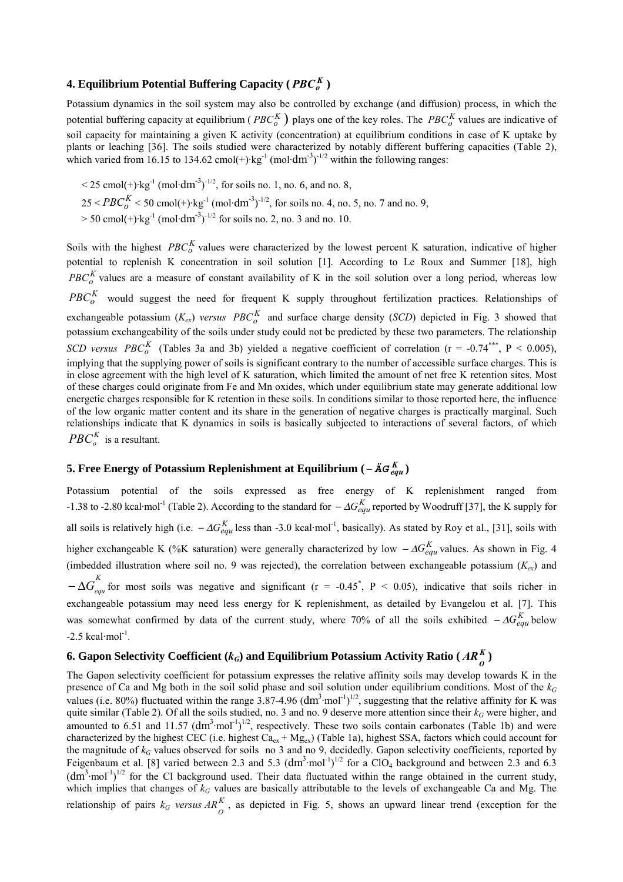## 4. Equilibrium Potential Buffering Capacity ( $PBC_o^K$ )

Potassium dynamics in the soil system may also be controlled by exchange (and diffusion) process, in which the potential buffering capacity at equilibrium ( $PBC_o^K$ ) plays one of the key roles. The $PBC_o^K$ values are indicative of soil capacity for maintaining a given K activity (concentration) at equilibrium conditions in case of K uptake by plants or leaching [36]. The soils studied were characterized by notably different buffering capacities (Table 2), which varied from 16.15 to 134.62 cmol(+)·kg$^{-1}$ (mol·dm$^{-3}$)$^{-1/2}$ within the following ranges:

$< 25$ cmol(+)·kg$^{-1}$ (mol·dm$^{-3}$)$^{-1/2}$, for soils no. 1, no. 6, and no. 8,

$25 < PBC_o^K < 50$ cmol(+)·kg$^{-1}$ (mol·dm$^{-3}$)$^{-1/2}$, for soils no. 4, no. 5, no. 7 and no. 9,

$> 50$ cmol(+)·kg$^{-1}$ (mol·dm$^{-3}$)$^{-1/2}$ for soils no. 2, no. 3 and no. 10.

Soils with the highest $PBC_o^K$ values were characterized by the lowest percent K saturation, indicative of higher potential to replenish K concentration in soil solution [1]. According to Le Roux and Summer [18], high $PBC_o^K$ values are a measure of constant availability of K in the soil solution over a long period, whereas low $PBC_o^K$ would suggest the need for frequent K supply throughout fertilization practices. Relationships of exchangeable potassium ($K_{ex}$) *versus* $PBC_o^K$ and surface charge density (*SCD*) depicted in Fig. 3 showed that potassium exchangeability of the soils under study could not be predicted by these two parameters. The relationship *SCD versus* $PBC_o^K$ (Tables 3a and 3b) yielded a negative coefficient of correlation ($r = -0.74^{***}$, $P < 0.005$), implying that the supplying power of soils is significant contrary to the number of accessible surface charges. This is in close agreement with the high level of K saturation, which limited the amount of net free K retention sites. Most of these charges could originate from Fe and Mn oxides, which under equilibrium state may generate additional low energetic charges responsible for K retention in these soils. In conditions similar to those reported here, the influence of the low organic matter content and its share in the generation of negative charges is practically marginal. Such relationships indicate that K dynamics in soils is basically subjected to interactions of several factors, of which $PBC_o^K$ is a resultant.

## 5. Free Energy of Potassium Replenishment at Equilibrium ( $-\Delta G_{equ}^K$ )

Potassium potential of the soils expressed as free energy of K replenishment ranged from -1.38 to -2.80 kcal·mol$^{-1}$ (Table 2). According to the standard for $-\Delta G_{equ}^K$ reported by Woodruff [37], the K supply for all soils is relatively high (i.e. $-\Delta G_{equ}^K$ less than -3.0 kcal·mol$^{-1}$, basically). As stated by Roy et al., [31], soils with higher exchangeable K (%K saturation) were generally characterized by low $-\Delta G_{equ}^K$ values. As shown in Fig. 4 (imbedded illustration where soil no. 9 was rejected), the correlation between exchangeable potassium ($K_{ex}$) and $-\Delta G_{equ}^K$ for most soils was negative and significant ($r = -0.45^{*}$, $P < 0.05$), indicative that soils richer in exchangeable potassium may need less energy for K replenishment, as detailed by Evangelou et al. [7]. This was somewhat confirmed by data of the current study, where 70% of all the soils exhibited $-\Delta G_{equ}^K$ below -2.5 kcal·mol$^{-1}$.

## 6. Gapon Selectivity Coefficient ($k_G$) and Equilibrium Potassium Activity Ratio ( $AR_O^K$ )

The Gapon selectivity coefficient for potassium expresses the relative affinity soils may develop towards K in the presence of Ca and Mg both in the soil solid phase and soil solution under equilibrium conditions. Most of the $k_G$ values (i.e. 80%) fluctuated within the range 3.87-4.96 (dm$^3$·mol$^{-1}$)$^{1/2}$, suggesting that the relative affinity for K was quite similar (Table 2). Of all the soils studied, no. 3 and no. 9 deserve more attention since their $k_G$ were higher, and amounted to 6.51 and 11.57 (dm$^3$·mol$^{-1}$)$^{1/2}$, respectively. These two soils contain carbonates (Table 1b) and were characterized by the highest CEC (i.e. highest $Ca_{ex} + Mg_{ex}$) (Table 1a), highest SSA, factors which could account for the magnitude of $k_G$ values observed for soils no 3 and no 9, decidedly. Gapon selectivity coefficients, reported by Feigenbaum et al. [8] varied between 2.3 and 5.3 (dm$^3$·mol$^{-1}$)$^{1/2}$ for a $ClO_4$ background and between 2.3 and 6.3 (dm$^3$·mol$^{-1}$)$^{1/2}$ for the Cl background used. Their data fluctuated within the range obtained in the current study, which implies that changes of $k_G$ values are basically attributable to the levels of exchangeable Ca and Mg. The relationship of pairs $k_G$ *versus* $AR_O^K$, as depicted in Fig. 5, shows an upward linear trend (exception for the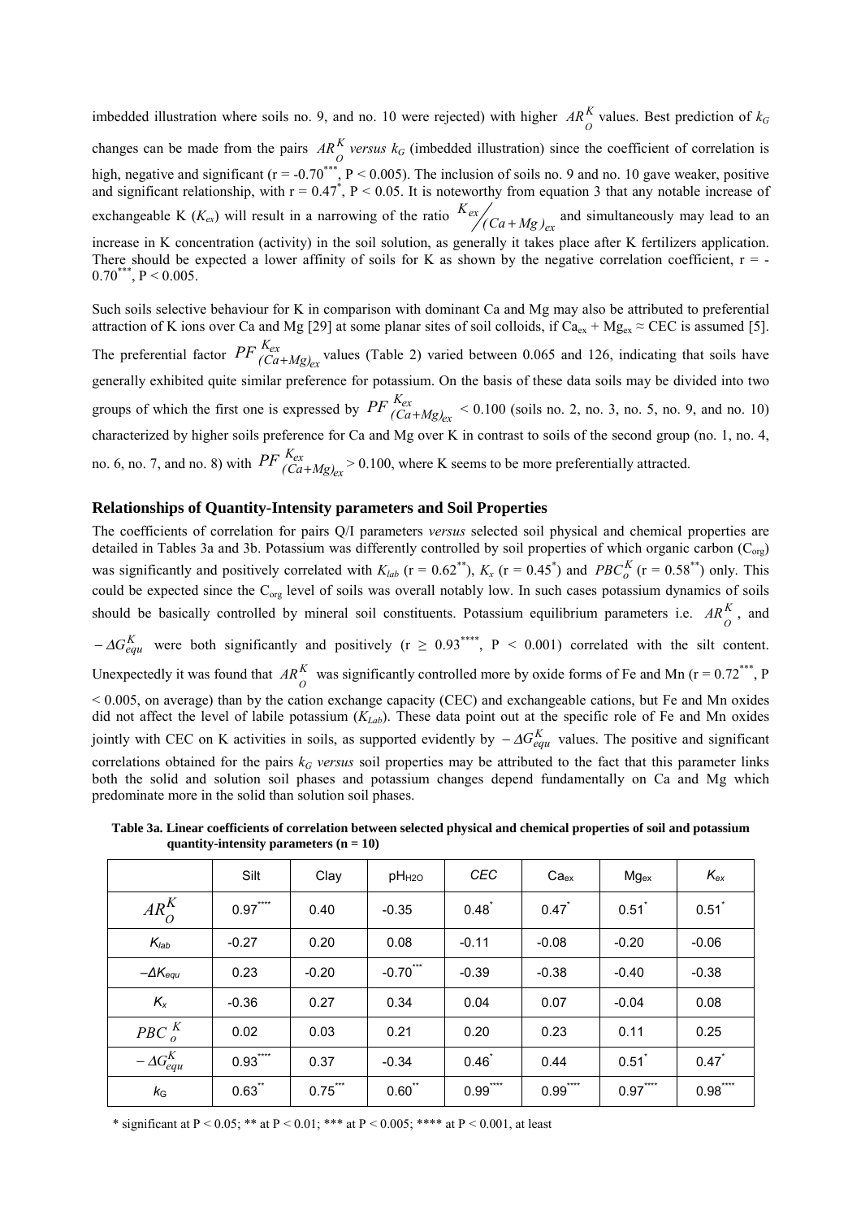imbedded illustration where soils no. 9, and no. 10 were rejected) with higher $AR_O^K$ values. Best prediction of $k_G$ changes can be made from the pairs $AR_O^K$ *versus* $k_G$ (imbedded illustration) since the coefficient of correlation is high, negative and significant ($r = -0.70^{***}$, $P < 0.005$). The inclusion of soils no. 9 and no. 10 gave weaker, positive and significant relationship, with $r = 0.47^{*}$, $P < 0.05$. It is noteworthy from equation 3 that any notable increase of exchangeable K ($K_{ex}$) will result in a narrowing of the ratio $K_{ex}/(Ca+Mg)_{ex}$ and simultaneously may lead to an increase in K concentration (activity) in the soil solution, as generally it takes place after K fertilizers application. There should be expected a lower affinity of soils for K as shown by the negative correlation coefficient, $r = -0.70^{***}$, $P < 0.005$.

Such soils selective behaviour for K in comparison with dominant Ca and Mg may also be attributed to preferential attraction of K ions over Ca and Mg [29] at some planar sites of soil colloids, if $Ca_{ex} + Mg_{ex} \approx CEC$ is assumed [5]. The preferential factor $PF_{(Ca+Mg)_{ex}}^{K_{ex}}$ values (Table 2) varied between 0.065 and 126, indicating that soils have generally exhibited quite similar preference for potassium. On the basis of these data soils may be divided into two groups of which the first one is expressed by $PF_{(Ca+Mg)_{ex}}^{K_{ex}} < 0.100$ (soils no. 2, no. 3, no. 5, no. 9, and no. 10) characterized by higher soils preference for Ca and Mg over K in contrast to soils of the second group (no. 1, no. 4, no. 6, no. 7, and no. 8) with $PF_{(Ca+Mg)_{ex}}^{K_{ex}} > 0.100$, where K seems to be more preferentially attracted.

### Relationships of Quantity-Intensity parameters and Soil Properties

The coefficients of correlation for pairs Q/I parameters *versus* selected soil physical and chemical properties are detailed in Tables 3a and 3b. Potassium was differently controlled by soil properties of which organic carbon ($C_{org}$) was significantly and positively correlated with $K_{lab}$ ($r = 0.62^{**}$), $K_x$ ($r = 0.45^{*}$) and $PBC_o^K$ ($r = 0.58^{**}$) only. This could be expected since the $C_{org}$ level of soils was overall notably low. In such cases potassium dynamics of soils should be basically controlled by mineral soil constituents. Potassium equilibrium parameters i.e. $AR_O^K$, and $-\Delta G_{equ}^K$ were both significantly and positively ($r \geq 0.93^{****}$, $P < 0.001$) correlated with the silt content. Unexpectedly it was found that $AR_O^K$ was significantly controlled more by oxide forms of Fe and Mn ($r = 0.72^{***}$, $P < 0.005$, on average) than by the cation exchange capacity (CEC) and exchangeable cations, but Fe and Mn oxides did not affect the level of labile potassium ($K_{Lab}$). These data point out at the specific role of Fe and Mn oxides jointly with CEC on K activities in soils, as supported evidently by $-\Delta G_{equ}^K$ values. The positive and significant correlations obtained for the pairs $k_G$ *versus* soil properties may be attributed to the fact that this parameter links both the solid and solution soil phases and potassium changes depend fundamentally on Ca and Mg which predominate more in the solid than solution soil phases.

**Table 3a. Linear coefficients of correlation between selected physical and chemical properties of soil and potassium quantity-intensity parameters (n = 10)**

| | Silt | Clay | $pH_{H2O}$ | *CEC* | $Ca_{ex}$ | $Mg_{ex}$ | $K_{ex}$ |
|---|---|---|---|---|---|---|---|
| $AR_O^K$ | $0.97^{****}$ | 0.40 | -0.35 | $0.48^{*}$ | $0.47^{*}$ | $0.51^{*}$ | $0.51^{*}$ |
| $K_{lab}$ | -0.27 | 0.20 | 0.08 | -0.11 | -0.08 | -0.20 | -0.06 |
| $-\Delta K_{equ}$ | 0.23 | -0.20 | $-0.70^{***}$ | -0.39 | -0.38 | -0.40 | -0.38 |
| $K_x$ | -0.36 | 0.27 | 0.34 | 0.04 | 0.07 | -0.04 | 0.08 |
| $PBC_o^K$ | 0.02 | 0.03 | 0.21 | 0.20 | 0.23 | 0.11 | 0.25 |
| $-\Delta G_{equ}^K$ | $0.93^{****}$ | 0.37 | -0.34 | $0.46^{*}$ | 0.44 | $0.51^{*}$ | $0.47^{*}$ |
| $k_G$ | $0.63^{**}$ | $0.75^{***}$ | $0.60^{**}$ | $0.99^{****}$ | $0.99^{****}$ | $0.97^{****}$ | $0.98^{****}$ |

\* significant at $P < 0.05$; \*\* at $P < 0.01$; \*\*\* at $P < 0.005$; \*\*\*\* at $P < 0.001$, at least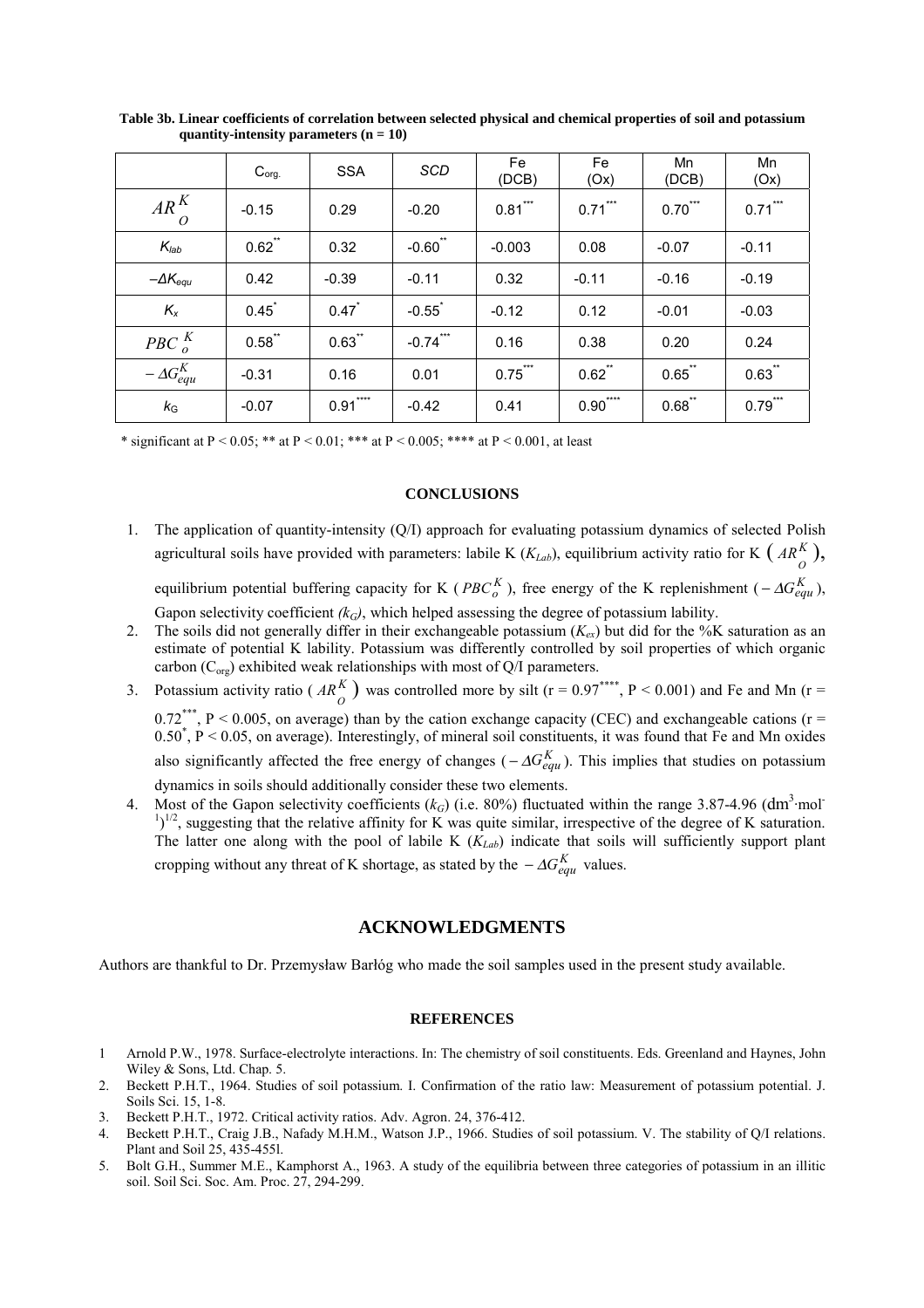**Table 3b. Linear coefficients of correlation between selected physical and chemical properties of soil and potassium quantity-intensity parameters (n = 10)**

| | $C_{org.}$ | SSA | *SCD* | Fe (DCB) | Fe (Ox) | Mn (DCB) | Mn (Ox) |
|---|---|---|---|---|---|---|---|
| $AR_O^K$ | -0.15 | 0.29 | -0.20 | $0.81^{***}$ | $0.71^{***}$ | $0.70^{***}$ | $0.71^{***}$ |
| $K_{lab}$ | $0.62^{**}$ | 0.32 | $-0.60^{**}$ | -0.003 | 0.08 | -0.07 | -0.11 |
| $-\Delta K_{equ}$ | 0.42 | -0.39 | -0.11 | 0.32 | -0.11 | -0.16 | -0.19 |
| $K_x$ | $0.45^{*}$ | $0.47^{*}$ | $-0.55^{*}$ | -0.12 | 0.12 | -0.01 | -0.03 |
| $PBC_o^K$ | $0.58^{**}$ | $0.63^{**}$ | $-0.74^{***}$ | 0.16 | 0.38 | 0.20 | 0.24 |
| $-\Delta G_{equ}^K$ | -0.31 | 0.16 | 0.01 | $0.75^{***}$ | $0.62^{**}$ | $0.65^{**}$ | $0.63^{**}$ |
| $k_G$ | -0.07 | $0.91^{****}$ | -0.42 | 0.41 | $0.90^{****}$ | $0.68^{**}$ | $0.79^{***}$ |

\* significant at P < 0.05; ** at P < 0.01; *** at P < 0.005; **** at P < 0.001, at least

### CONCLUSIONS

1. The application of quantity-intensity (Q/I) approach for evaluating potassium dynamics of selected Polish agricultural soils have provided with parameters: labile K ($K_{Lab}$), equilibrium activity ratio for K ($AR_O^K$), equilibrium potential buffering capacity for K ($PBC_o^K$), free energy of the K replenishment ($-\Delta G_{equ}^K$), Gapon selectivity coefficient *($k_G$)*, which helped assessing the degree of potassium lability.
2. The soils did not generally differ in their exchangeable potassium ($K_{ex}$) but did for the %K saturation as an estimate of potential K lability. Potassium was differently controlled by soil properties of which organic carbon ($C_{org}$) exhibited weak relationships with most of Q/I parameters.
3. Potassium activity ratio ($AR_O^K$) was controlled more by silt ($r = 0.97^{****}$, P < 0.001) and Fe and Mn ($r = 0.72^{***}$, P < 0.005, on average) than by the cation exchange capacity (CEC) and exchangeable cations ($r = 0.50^{*}$, P < 0.05, on average). Interestingly, of mineral soil constituents, it was found that Fe and Mn oxides also significantly affected the free energy of changes ($-\Delta G_{equ}^K$). This implies that studies on potassium dynamics in soils should additionally consider these two elements.
4. Most of the Gapon selectivity coefficients ($k_G$) (i.e. 80%) fluctuated within the range 3.87-4.96 $(dm^3 \cdot mol^{-1})^{1/2}$, suggesting that the relative affinity for K was quite similar, irrespective of the degree of K saturation. The latter one along with the pool of labile K ($K_{Lab}$) indicate that soils will sufficiently support plant cropping without any threat of K shortage, as stated by the $-\Delta G_{equ}^K$ values.

## ACKNOWLEDGMENTS

Authors are thankful to Dr. Przemysław Barłóg who made the soil samples used in the present study available.

### REFERENCES

1 Arnold P.W., 1978. Surface-electrolyte interactions. In: The chemistry of soil constituents. Eds. Greenland and Haynes, John Wiley & Sons, Ltd. Chap. 5.

2. Beckett P.H.T., 1964. Studies of soil potassium. I. Confirmation of the ratio law: Measurement of potassium potential. J. Soils Sci. 15, 1-8.
3. Beckett P.H.T., 1972. Critical activity ratios. Adv. Agron. 24, 376-412.
4. Beckett P.H.T., Craig J.B., Nafady M.H.M., Watson J.P., 1966. Studies of soil potassium. V. The stability of Q/I relations. Plant and Soil 25, 435-455l.
5. Bolt G.H., Summer M.E., Kamphorst A., 1963. A study of the equilibria between three categories of potassium in an illitic soil. Soil Sci. Soc. Am. Proc. 27, 294-299.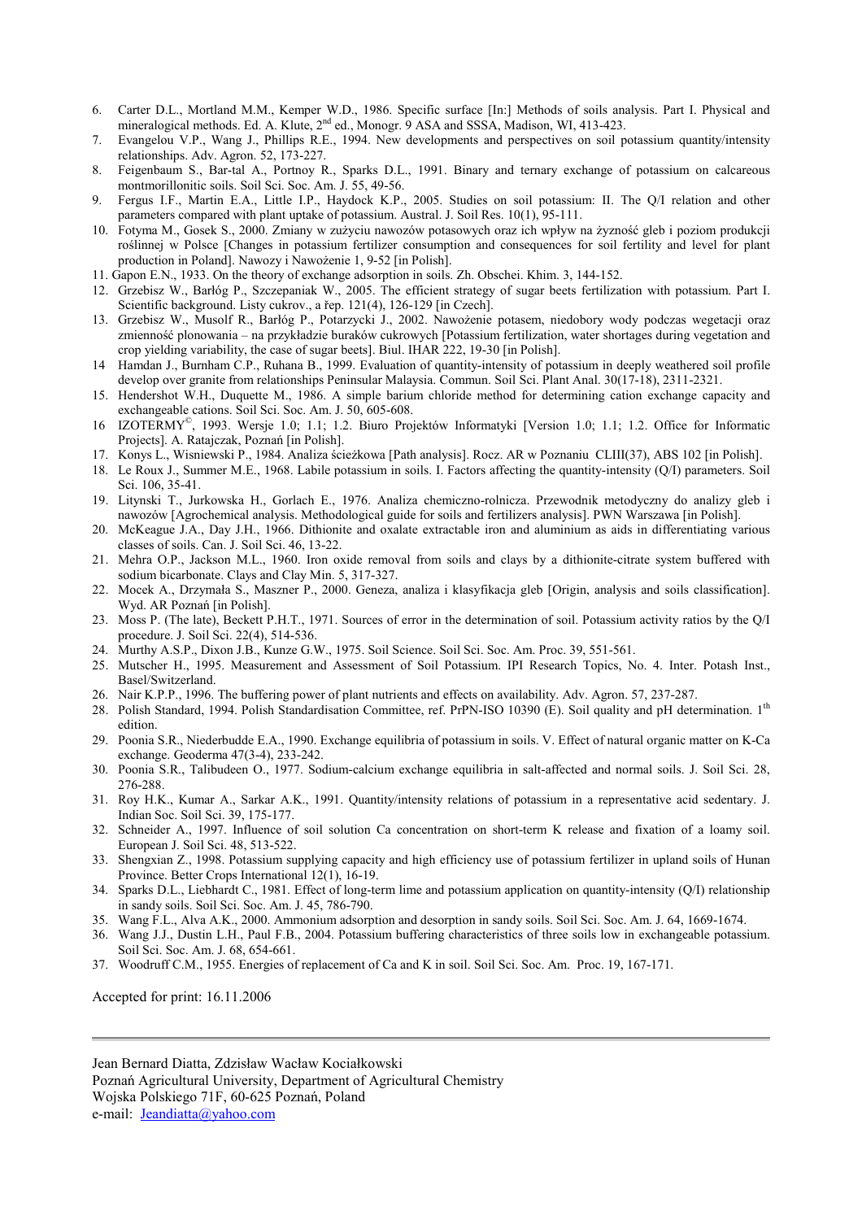6. Carter D.L., Mortland M.M., Kemper W.D., 1986. Specific surface [In:] Methods of soils analysis. Part I. Physical and mineralogical methods. Ed. A. Klute, 2[nd] ed., Monogr. 9 ASA and SSSA, Madison, WI, 413-423.
7. Evangelou V.P., Wang J., Phillips R.E., 1994. New developments and perspectives on soil potassium quantity/intensity relationships. Adv. Agron. 52, 173-227.
8. Feigenbaum S., Bar-tal A., Portnoy R., Sparks D.L., 1991. Binary and ternary exchange of potassium on calcareous montmorillonitic soils. Soil Sci. Soc. Am. J. 55, 49-56.
9. Fergus I.F., Martin E.A., Little I.P., Haydock K.P., 2005. Studies on soil potassium: II. The Q/I relation and other parameters compared with plant uptake of potassium. Austral. J. Soil Res. 10(1), 95-111.
10. Fotyma M., Gosek S., 2000. Zmiany w zużyciu nawozów potasowych oraz ich wpływ na żyzność gleb i poziom produkcji roślinnej w Polsce [Changes in potassium fertilizer consumption and consequences for soil fertility and level for plant production in Poland]. Nawozy i Nawożenie 1, 9-52 [in Polish].
11. Gapon E.N., 1933. On the theory of exchange adsorption in soils. Zh. Obschei. Khim. 3, 144-152.
12. Grzebisz W., Barłóg P., Szczepaniak W., 2005. The efficient strategy of sugar beets fertilization with potassium. Part I. Scientific background. Listy cukrov., a řep. 121(4), 126-129 [in Czech].
13. Grzebisz W., Musolf R., Barłóg P., Potarzycki J., 2002. Nawożenie potasem, niedobory wody podczas wegetacji oraz zmienność plonowania – na przykładzie buraków cukrowych [Potassium fertilization, water shortages during vegetation and crop yielding variability, the case of sugar beets]. Biul. IHAR 222, 19-30 [in Polish].
14. Hamdan J., Burnham C.P., Ruhana B., 1999. Evaluation of quantity-intensity of potassium in deeply weathered soil profile develop over granite from relationships Peninsular Malaysia. Commun. Soil Sci. Plant Anal. 30(17-18), 2311-2321.
15. Hendershot W.H., Duquette M., 1986. A simple barium chloride method for determining cation exchange capacity and exchangeable cations. Soil Sci. Soc. Am. J. 50, 605-608.
16. IZOTERMY©, 1993. Wersje 1.0; 1.1; 1.2. Biuro Projektów Informatyki [Version 1.0; 1.1; 1.2. Office for Informatic Projects]. A. Ratajczak, Poznań [in Polish].
17. Konys L., Wisniewski P., 1984. Analiza ścieżkowa [Path analysis]. Rocz. AR w Poznaniu CLIII(37), ABS 102 [in Polish].
18. Le Roux J., Summer M.E., 1968. Labile potassium in soils. I. Factors affecting the quantity-intensity (Q/I) parameters. Soil Sci. 106, 35-41.
19. Litynski T., Jurkowska H., Gorlach E., 1976. Analiza chemiczno-rolnicza. Przewodnik metodyczny do analizy gleb i nawozów [Agrochemical analysis. Methodological guide for soils and fertilizers analysis]. PWN Warszawa [in Polish].
20. McKeague J.A., Day J.H., 1966. Dithionite and oxalate extractable iron and aluminium as aids in differentiating various classes of soils. Can. J. Soil Sci. 46, 13-22.
21. Mehra O.P., Jackson M.L., 1960. Iron oxide removal from soils and clays by a dithionite-citrate system buffered with sodium bicarbonate. Clays and Clay Min. 5, 317-327.
22. Mocek A., Drzymała S., Maszner P., 2000. Geneza, analiza i klasyfikacja gleb [Origin, analysis and soils classification]. Wyd. AR Poznań [in Polish].
23. Moss P. (The late), Beckett P.H.T., 1971. Sources of error in the determination of soil. Potassium activity ratios by the Q/I procedure. J. Soil Sci. 22(4), 514-536.
24. Murthy A.S.P., Dixon J.B., Kunze G.W., 1975. Soil Science. Soil Sci. Soc. Am. Proc. 39, 551-561.
25. Mutscher H., 1995. Measurement and Assessment of Soil Potassium. IPI Research Topics, No. 4. Inter. Potash Inst., Basel/Switzerland.
26. Nair K.P.P., 1996. The buffering power of plant nutrients and effects on availability. Adv. Agron. 57, 237-287.
28. Polish Standard, 1994. Polish Standardisation Committee, ref. PrPN-ISO 10390 (E). Soil quality and pH determination. 1[th] edition.
29. Poonia S.R., Niederbudde E.A., 1990. Exchange equilibria of potassium in soils. V. Effect of natural organic matter on K-Ca exchange. Geoderma 47(3-4), 233-242.
30. Poonia S.R., Talibudeen O., 1977. Sodium-calcium exchange equilibria in salt-affected and normal soils. J. Soil Sci. 28, 276-288.
31. Roy H.K., Kumar A., Sarkar A.K., 1991. Quantity/intensity relations of potassium in a representative acid sedentary. J. Indian Soc. Soil Sci. 39, 175-177.
32. Schneider A., 1997. Influence of soil solution Ca concentration on short-term K release and fixation of a loamy soil. European J. Soil Sci. 48, 513-522.
33. Shengxian Z., 1998. Potassium supplying capacity and high efficiency use of potassium fertilizer in upland soils of Hunan Province. Better Crops International 12(1), 16-19.
34. Sparks D.L., Liebhardt C., 1981. Effect of long-term lime and potassium application on quantity-intensity (Q/I) relationship in sandy soils. Soil Sci. Soc. Am. J. 45, 786-790.
35. Wang F.L., Alva A.K., 2000. Ammonium adsorption and desorption in sandy soils. Soil Sci. Soc. Am. J. 64, 1669-1674.
36. Wang J.J., Dustin L.H., Paul F.B., 2004. Potassium buffering characteristics of three soils low in exchangeable potassium. Soil Sci. Soc. Am. J. 68, 654-661.
37. Woodruff C.M., 1955. Energies of replacement of Ca and K in soil. Soil Sci. Soc. Am. Proc. 19, 167-171.

Accepted for print: 16.11.2006

---

Jean Bernard Diatta, Zdzisław Wacław Kociałkowski
Poznań Agricultural University, Department of Agricultural Chemistry
Wojska Polskiego 71F, 60-625 Poznań, Poland
e-mail: Jeandiatta@yahoo.com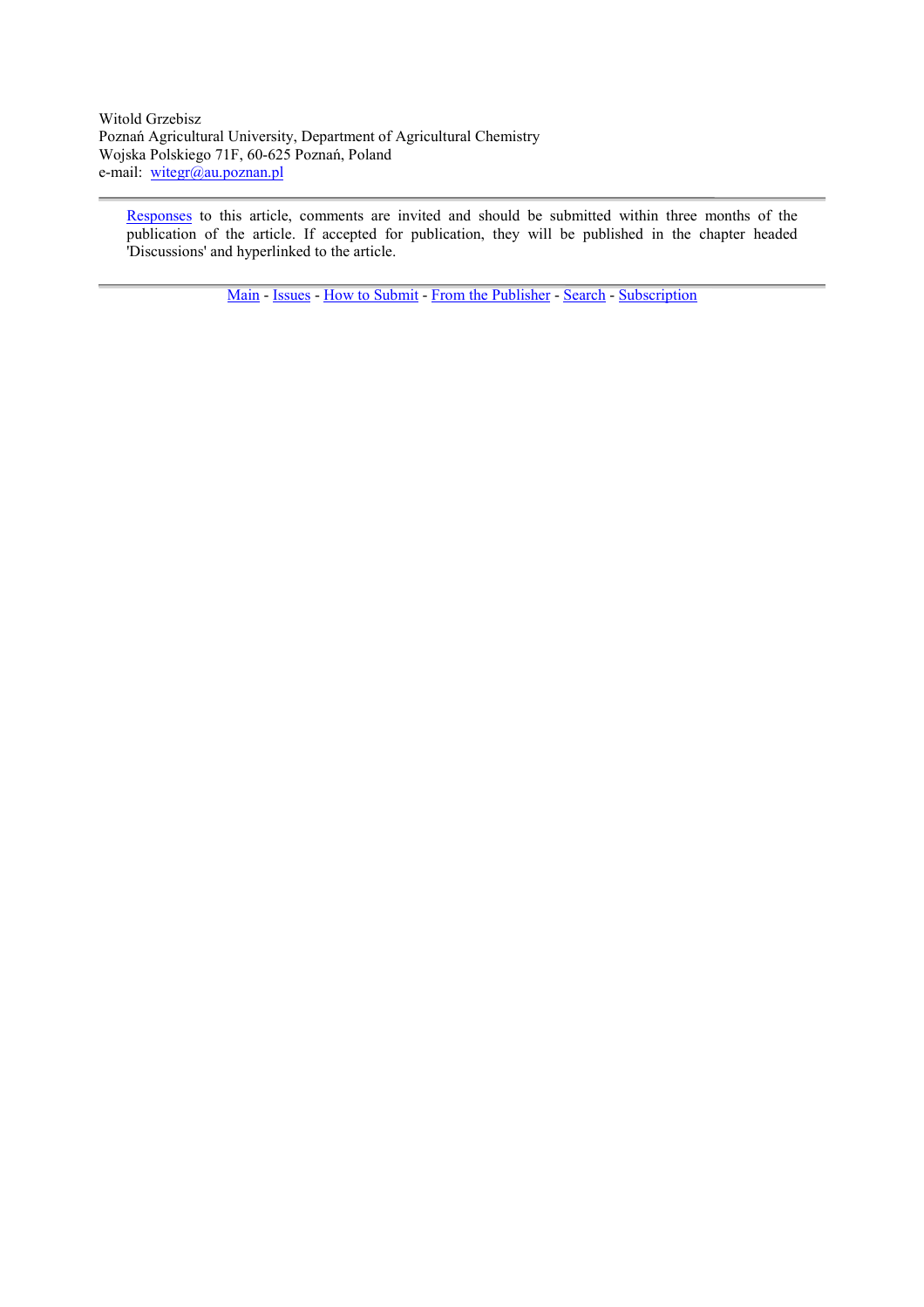Witold Grzebisz
Poznań Agricultural University, Department of Agricultural Chemistry
Wojska Polskiego 71F, 60-625 Poznań, Poland
e-mail: witegr@au.poznan.pl

---

Responses to this article, comments are invited and should be submitted within three months of the publication of the article. If accepted for publication, they will be published in the chapter headed 'Discussions' and hyperlinked to the article.

---

Main - Issues - How to Submit - From the Publisher - Search - Subscription